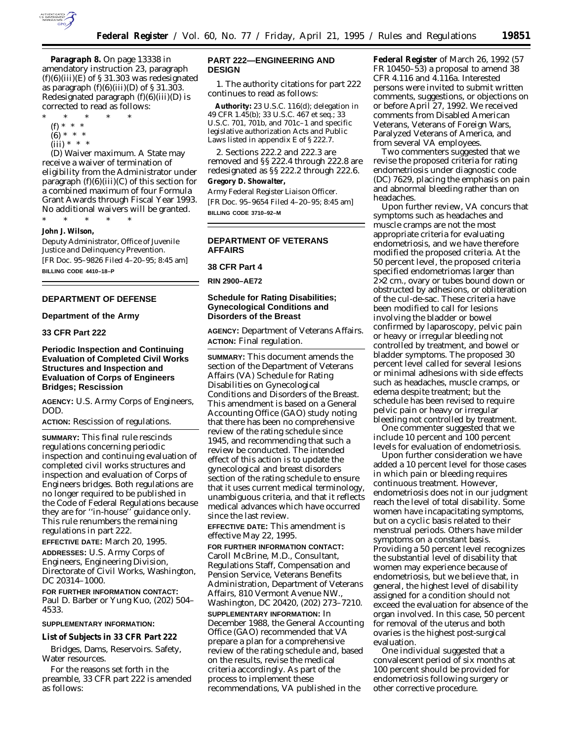**Paragraph 8.** On page 13338 in amendatory instruction 23, paragraph (f)(6)(iii)(E) of § 31.303 was redesignated as paragraph (f)(6)(iii)(D) of § 31.303. Redesignated paragraph (f)(6)(iii)(D) is corrected to read as follows:

\* \* \* \* \*

(f) \* \* \*

(6) \* \* \*

(iii) \* \* \*

(D) *Waiver maximum.* A State may receive a waiver of termination of eligibility from the Administrator under paragraph (f)(6)(iii)(C) of this section for a combined maximum of four Formula Grant Awards through Fiscal Year 1993. No additional waivers will be granted.

\* \* \* \* \*

**John J. Wilson,**

*Deputy Administrator, Office of Juvenile Justice and Delinquency Prevention.*

[FR Doc. 95–9826 Filed 4–20–95; 8:45 am]

**BILLING CODE 4410–18–P**

---

## DEPARTMENT OF DEFENSE

### Department of the Army

### 33 CFR Part 222

### Periodic Inspection and Continuing Evaluation of Completed Civil Works Structures and Inspection and Evaluation of Corps of Engineers Bridges; Rescission

**AGENCY:** U.S. Army Corps of Engineers, DOD.

**ACTION:** Rescission of regulations.

**SUMMARY:** This final rule rescinds regulations concerning periodic inspection and continuing evaluation of completed civil works structures and inspection and evaluation of Corps of Engineers bridges. Both regulations are no longer required to be published in the Code of Federal Regulations because they are for ''in-house'' guidance only. This rule renumbers the remaining regulations in part 222.

**EFFECTIVE DATE:** March 20, 1995.

**ADDRESSES:** U.S. Army Corps of Engineers, Engineering Division, Directorate of Civil Works, Washington, DC 20314–1000.

**FOR FURTHER INFORMATION CONTACT:** Paul D. Barber or Yung Kuo, (202) 504–4533.

**SUPPLEMENTARY INFORMATION:**

**List of Subjects in 33 CFR Part 222**

Bridges, Dams, Reservoirs. Safety, Water resources.

For the reasons set forth in the preamble, 33 CFR part 222 is amended as follows:

### PART 222—ENGINEERING AND DESIGN

1. The authority citations for part 222 continues to read as follows:

**Authority:** 23 U.S.C. 116(d); delegation in 49 CFR 1.45(b); 33 U.S.C. 467 et seq.; 33 U.S.C. 701, 701b, and 701c–1 and specific legislative authorization Acts and Public Laws listed in appendix E of § 222.7.

2. Sections 222.2 and 222.3 are removed and §§ 222.4 through 222.8 are redesignated as §§ 222.2 through 222.6.

**Gregory D. Showalter,**

*Army Federal Register Liaison Officer.*

[FR Doc. 95–9654 Filed 4–20–95; 8:45 am]

**BILLING CODE 3710–92–M**

---

## DEPARTMENT OF VETERANS AFFAIRS

### 38 CFR Part 4

**RIN 2900–AE72**

### Schedule for Rating Disabilities; Gynecological Conditions and Disorders of the Breast

**AGENCY:** Department of Veterans Affairs.

**ACTION:** Final regulation.

**SUMMARY:** This document amends the section of the Department of Veterans Affairs (VA) Schedule for Rating Disabilities on Gynecological Conditions and Disorders of the Breast. This amendment is based on a General Accounting Office (GAO) study noting that there has been no comprehensive review of the rating schedule since 1945, and recommending that such a review be conducted. The intended effect of this action is to update the gynecological and breast disorders section of the rating schedule to ensure that it uses current medical terminology, unambiguous criteria, and that it reflects medical advances which have occurred since the last review.

**EFFECTIVE DATE:** This amendment is effective May 22, 1995.

**FOR FURTHER INFORMATION CONTACT:** Caroll McBrine, M.D., Consultant, Regulations Staff, Compensation and Pension Service, Veterans Benefits Administration, Department of Veterans Affairs, 810 Vermont Avenue NW., Washington, DC 20420, (202) 273–7210.

**SUPPLEMENTARY INFORMATION:** In December 1988, the General Accounting Office (GAO) recommended that VA prepare a plan for a comprehensive review of the rating schedule and, based on the results, revise the medical criteria accordingly. As part of the process to implement these recommendations, VA published in the **Federal Register** of March 26, 1992 (57 FR 10450–53) a proposal to amend 38 CFR 4.116 and 4.116a. Interested persons were invited to submit written comments, suggestions, or objections on or before April 27, 1992. We received comments from Disabled American Veterans, Veterans of Foreign Wars, Paralyzed Veterans of America, and from several VA employees.

Two commenters suggested that we revise the proposed criteria for rating endometriosis under diagnostic code (DC) 7629, placing the emphasis on pain and abnormal bleeding rather than on headaches.

Upon further review, VA concurs that symptoms such as headaches and muscle cramps are not the most appropriate criteria for evaluating endometriosis, and we have therefore modified the proposed criteria. At the 50 percent level, the proposed criteria specified endometriomas larger than 2×2 cm., ovary or tubes bound down or obstructed by adhesions, or obliteration of the cul-de-sac. These criteria have been modified to call for lesions involving the bladder or bowel confirmed by laparoscopy, pelvic pain or heavy or irregular bleeding not controlled by treatment, and bowel or bladder symptoms. The proposed 30 percent level called for several lesions or minimal adhesions with side effects such as headaches, muscle cramps, or edema despite treatment; but the schedule has been revised to require pelvic pain or heavy or irregular bleeding not controlled by treatment.

One commenter suggested that we include 10 percent and 100 percent levels for evaluation of endometriosis.

Upon further consideration we have added a 10 percent level for those cases in which pain or bleeding requires continuous treatment. However, endometriosis does not in our judgment reach the level of total disability. Some women have incapacitating symptoms, but on a cyclic basis related to their menstrual periods. Others have milder symptoms on a constant basis. Providing a 50 percent level recognizes the substantial level of disability that women may experience because of endometriosis, but we believe that, in general, the highest level of disability assigned for a condition should not exceed the evaluation for absence of the organ involved. In this case, 50 percent for removal of the uterus and both ovaries is the highest post-surgical evaluation.

One individual suggested that a convalescent period of six months at 100 percent should be provided for endometriosis following surgery or other corrective procedure.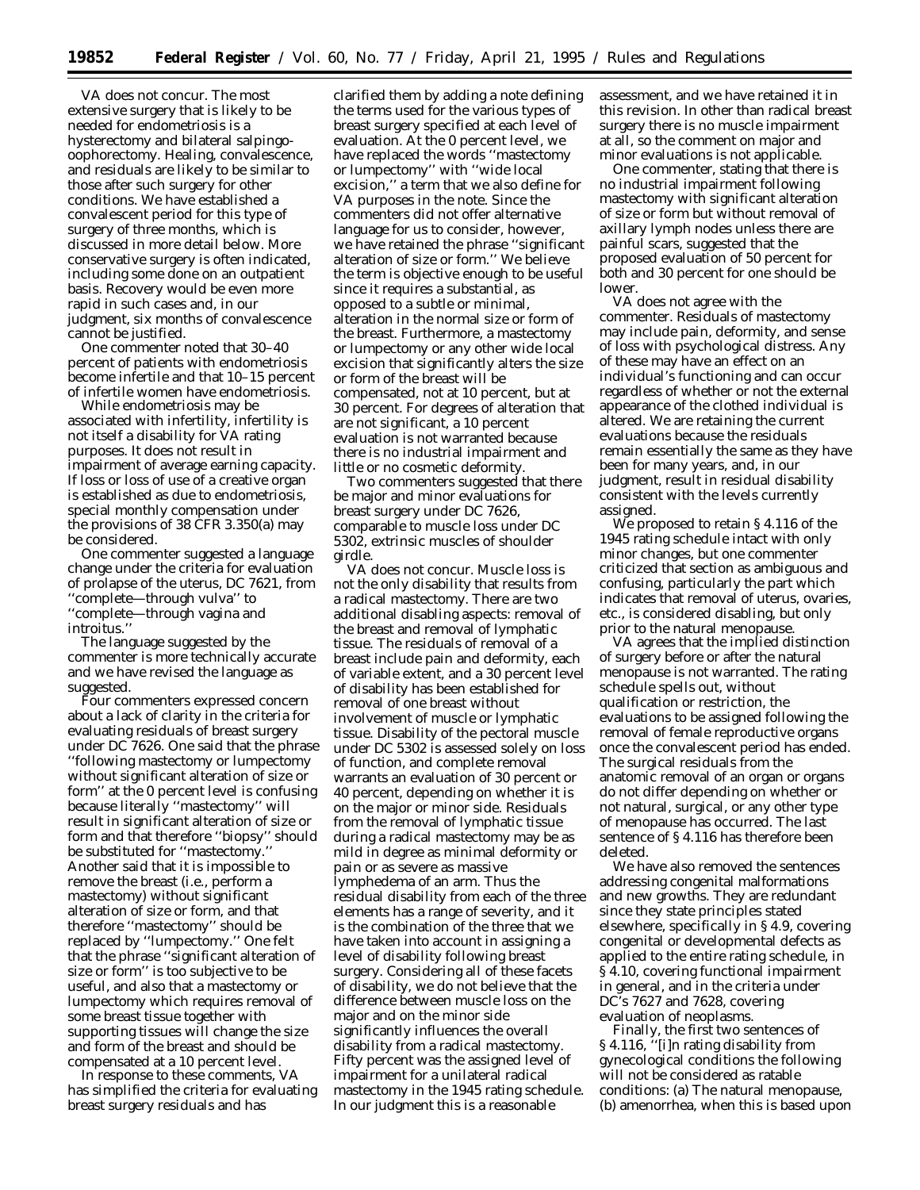VA does not concur. The most extensive surgery that is likely to be needed for endometriosis is a hysterectomy and bilateral salpingo-oophorectomy. Healing, convalescence, and residuals are likely to be similar to those after such surgery for other conditions. We have established a convalescent period for this type of surgery of three months, which is discussed in more detail below. More conservative surgery is often indicated, including some done on an outpatient basis. Recovery would be even more rapid in such cases and, in our judgment, six months of convalescence cannot be justified.

One commenter noted that 30–40 percent of patients with endometriosis become infertile and that 10–15 percent of infertile women have endometriosis.

While endometriosis may be associated with infertility, infertility is not itself a disability for VA rating purposes. It does not result in impairment of average earning capacity. If loss or loss of use of a creative organ is established as due to endometriosis, special monthly compensation under the provisions of 38 CFR 3.350(a) may be considered.

One commenter suggested a language change under the criteria for evaluation of prolapse of the uterus, DC 7621, from ''complete—through vulva'' to ''complete—through vagina and introitus.''

The language suggested by the commenter is more technically accurate and we have revised the language as suggested.

Four commenters expressed concern about a lack of clarity in the criteria for evaluating residuals of breast surgery under DC 7626. One said that the phrase ''following mastectomy or lumpectomy without significant alteration of size or form'' at the 0 percent level is confusing because literally ''mastectomy'' will result in significant alteration of size or form and that therefore ''biopsy'' should be substituted for ''mastectomy.'' Another said that it is impossible to remove the breast (i.e., perform a mastectomy) without significant alteration of size or form, and that therefore ''mastectomy'' should be replaced by ''lumpectomy.'' One felt that the phrase ''significant alteration of size or form'' is too subjective to be useful, and also that a mastectomy or lumpectomy which requires removal of some breast tissue together with supporting tissues will change the size and form of the breast and should be compensated at a 10 percent level.

In response to these comments, VA has simplified the criteria for evaluating breast surgery residuals and has clarified them by adding a note defining the terms used for the various types of breast surgery specified at each level of evaluation. At the 0 percent level, we have replaced the words ''mastectomy or lumpectomy'' with ''wide local excision,'' a term that we also define for VA purposes in the note. Since the commenters did not offer alternative language for us to consider, however, we have retained the phrase ''significant alteration of size or form.'' We believe the term is objective enough to be useful since it requires a substantial, as opposed to a subtle or minimal, alteration in the normal size or form of the breast. Furthermore, a mastectomy or lumpectomy or any other wide local excision that significantly alters the size or form of the breast will be compensated, not at 10 percent, but at 30 percent. For degrees of alteration that are not significant, a 10 percent evaluation is not warranted because there is no industrial impairment and little or no cosmetic deformity.

Two commenters suggested that there be major and minor evaluations for breast surgery under DC 7626, comparable to muscle loss under DC 5302, extrinsic muscles of shoulder girdle.

VA does not concur. Muscle loss is not the only disability that results from a radical mastectomy. There are two additional disabling aspects: removal of the breast and removal of lymphatic tissue. The residuals of removal of a breast include pain and deformity, each of variable extent, and a 30 percent level of disability has been established for removal of one breast without involvement of muscle or lymphatic tissue. Disability of the pectoral muscle under DC 5302 is assessed solely on loss of function, and complete removal warrants an evaluation of 30 percent or 40 percent, depending on whether it is on the major or minor side. Residuals from the removal of lymphatic tissue during a radical mastectomy may be as mild in degree as minimal deformity or pain or as severe as massive lymphedema of an arm. Thus the residual disability from each of the three elements has a range of severity, and it is the combination of the three that we have taken into account in assigning a level of disability following breast surgery. Considering all of these facets of disability, we do not believe that the difference between muscle loss on the major and on the minor side significantly influences the overall disability from a radical mastectomy. Fifty percent was the assigned level of impairment for a unilateral radical mastectomy in the 1945 rating schedule. In our judgment this is a reasonable assessment, and we have retained it in this revision. In other than radical breast surgery there is no muscle impairment at all, so the comment on major and minor evaluations is not applicable.

One commenter, stating that there is no industrial impairment following mastectomy with significant alteration of size or form but without removal of axillary lymph nodes unless there are painful scars, suggested that the proposed evaluation of 50 percent for both and 30 percent for one should be lower.

VA does not agree with the commenter. Residuals of mastectomy may include pain, deformity, and sense of loss with psychological distress. Any of these may have an effect on an individual's functioning and can occur regardless of whether or not the external appearance of the clothed individual is altered. We are retaining the current evaluations because the residuals remain essentially the same as they have been for many years, and, in our judgment, result in residual disability consistent with the levels currently assigned.

We proposed to retain § 4.116 of the 1945 rating schedule intact with only minor changes, but one commenter criticized that section as ambiguous and confusing, particularly the part which indicates that removal of uterus, ovaries, etc., is considered disabling, but only prior to the natural menopause.

VA agrees that the implied distinction of surgery before or after the natural menopause is not warranted. The rating schedule spells out, without qualification or restriction, the evaluations to be assigned following the removal of female reproductive organs once the convalescent period has ended. The surgical residuals from the anatomic removal of an organ or organs do not differ depending on whether or not natural, surgical, or any other type of menopause has occurred. The last sentence of § 4.116 has therefore been deleted.

We have also removed the sentences addressing congenital malformations and new growths. They are redundant since they state principles stated elsewhere, specifically in § 4.9, covering congenital or developmental defects as applied to the entire rating schedule, in § 4.10, covering functional impairment in general, and in the criteria under DC's 7627 and 7628, covering evaluation of neoplasms.

Finally, the first two sentences of § 4.116, ''[i]n rating disability from gynecological conditions the following will not be considered as ratable conditions: (a) The natural menopause, (b) amenorrhea, when this is based upon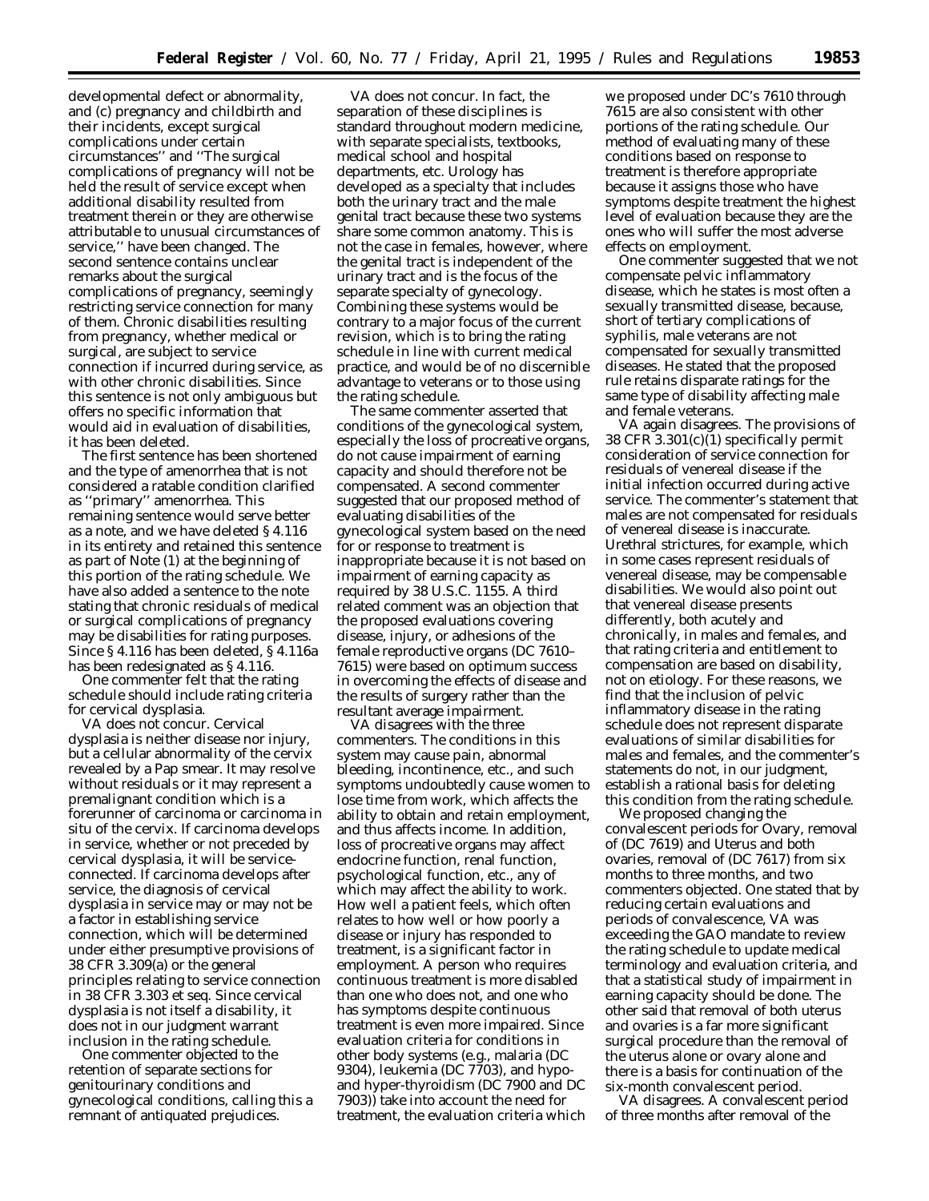developmental defect or abnormality, and (c) pregnancy and childbirth and their incidents, except surgical complications under certain circumstances'' and ''The surgical complications of pregnancy will not be held the result of service except when additional disability resulted from treatment therein or they are otherwise attributable to unusual circumstances of service,'' have been changed. The second sentence contains unclear remarks about the surgical complications of pregnancy, seemingly restricting service connection for many of them. Chronic disabilities resulting from pregnancy, whether medical or surgical, are subject to service connection if incurred during service, as with other chronic disabilities. Since this sentence is not only ambiguous but offers no specific information that would aid in evaluation of disabilities, it has been deleted.

The first sentence has been shortened and the type of amenorrhea that is not considered a ratable condition clarified as ''primary'' amenorrhea. This remaining sentence would serve better as a note, and we have deleted § 4.116 in its entirety and retained this sentence as part of Note (1) at the beginning of this portion of the rating schedule. We have also added a sentence to the note stating that chronic residuals of medical or surgical complications of pregnancy may be disabilities for rating purposes. Since § 4.116 has been deleted, § 4.116a has been redesignated as § 4.116.

One commenter felt that the rating schedule should include rating criteria for cervical dysplasia.

VA does not concur. Cervical dysplasia is neither disease nor injury, but a cellular abnormality of the cervix revealed by a Pap smear. It may resolve without residuals or it may represent a premalignant condition which is a forerunner of carcinoma or carcinoma in situ of the cervix. If carcinoma develops in service, whether or not preceded by cervical dysplasia, it will be service-connected. If carcinoma develops after service, the diagnosis of cervical dysplasia in service may or may not be a factor in establishing service connection, which will be determined under either presumptive provisions of 38 CFR 3.309(a) or the general principles relating to service connection in 38 CFR 3.303 et seq. Since cervical dysplasia is not itself a disability, it does not in our judgment warrant inclusion in the rating schedule.

One commenter objected to the retention of separate sections for genitourinary conditions and gynecological conditions, calling this a remnant of antiquated prejudices.

VA does not concur. In fact, the separation of these disciplines is standard throughout modern medicine, with separate specialists, textbooks, medical school and hospital departments, etc. Urology has developed as a specialty that includes both the urinary tract and the male genital tract because these two systems share some common anatomy. This is not the case in females, however, where the genital tract is independent of the urinary tract and is the focus of the separate specialty of gynecology. Combining these systems would be contrary to a major focus of the current revision, which is to bring the rating schedule in line with current medical practice, and would be of no discernible advantage to veterans or to those using the rating schedule.

The same commenter asserted that conditions of the gynecological system, especially the loss of procreative organs, do not cause impairment of earning capacity and should therefore not be compensated. A second commenter suggested that our proposed method of evaluating disabilities of the gynecological system based on the need for or response to treatment is inappropriate because it is not based on impairment of earning capacity as required by 38 U.S.C. 1155. A third related comment was an objection that the proposed evaluations covering disease, injury, or adhesions of the female reproductive organs (DC 7610–7615) were based on optimum success in overcoming the effects of disease and the results of surgery rather than the resultant average impairment.

VA disagrees with the three commenters. The conditions in this system may cause pain, abnormal bleeding, incontinence, etc., and such symptoms undoubtedly cause women to lose time from work, which affects the ability to obtain and retain employment, and thus affects income. In addition, loss of procreative organs may affect endocrine function, renal function, psychological function, etc., any of which may affect the ability to work. How well a patient feels, which often relates to how well or how poorly a disease or injury has responded to treatment, is a significant factor in employment. A person who requires continuous treatment is more disabled than one who does not, and one who has symptoms despite continuous treatment is even more impaired. Since evaluation criteria for conditions in other body systems (e.g., malaria (DC 9304), leukemia (DC 7703), and hypo- and hyper-thyroidism (DC 7900 and DC 7903)) take into account the need for treatment, the evaluation criteria which we proposed under DC's 7610 through 7615 are also consistent with other portions of the rating schedule. Our method of evaluating many of these conditions based on response to treatment is therefore appropriate because it assigns those who have symptoms despite treatment the highest level of evaluation because they are the ones who will suffer the most adverse effects on employment.

One commenter suggested that we not compensate pelvic inflammatory disease, which he states is most often a sexually transmitted disease, because, short of tertiary complications of syphilis, male veterans are not compensated for sexually transmitted diseases. He stated that the proposed rule retains disparate ratings for the same type of disability affecting male and female veterans.

VA again disagrees. The provisions of 38 CFR 3.301(c)(1) specifically permit consideration of service connection for residuals of venereal disease if the initial infection occurred during active service. The commenter's statement that males are not compensated for residuals of venereal disease is inaccurate. Urethral strictures, for example, which in some cases represent residuals of venereal disease, may be compensable disabilities. We would also point out that venereal disease presents differently, both acutely and chronically, in males and females, and that rating criteria and entitlement to compensation are based on disability, not on etiology. For these reasons, we find that the inclusion of pelvic inflammatory disease in the rating schedule does not represent disparate evaluations of similar disabilities for males and females, and the commenter's statements do not, in our judgment, establish a rational basis for deleting this condition from the rating schedule.

We proposed changing the convalescent periods for Ovary, removal of (DC 7619) and Uterus and both ovaries, removal of (DC 7617) from six months to three months, and two commenters objected. One stated that by reducing certain evaluations and periods of convalescence, VA was exceeding the GAO mandate to review the rating schedule to update medical terminology and evaluation criteria, and that a statistical study of impairment in earning capacity should be done. The other said that removal of both uterus and ovaries is a far more significant surgical procedure than the removal of the uterus alone or ovary alone and there is a basis for continuation of the six-month convalescent period.

VA disagrees. A convalescent period of three months after removal of the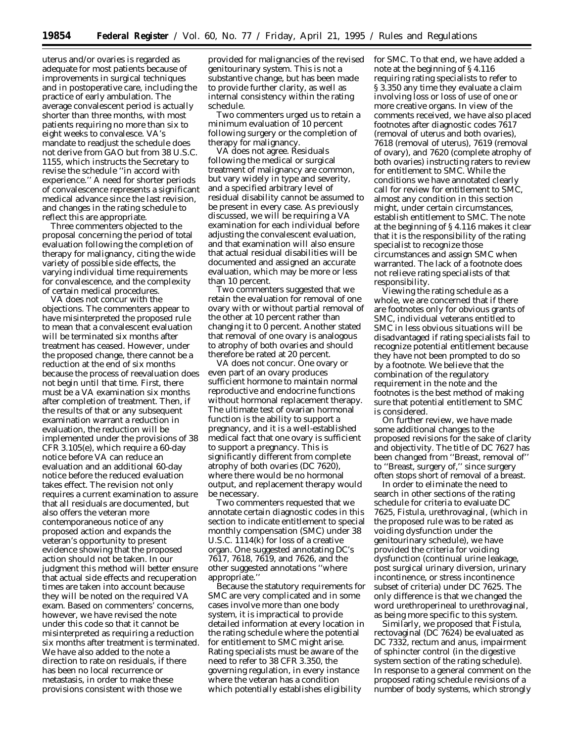uterus and/or ovaries is regarded as adequate for most patients because of improvements in surgical techniques and in postoperative care, including the practice of early ambulation. The average convalescent period is actually shorter than three months, with most patients requiring no more than six to eight weeks to convalesce. VA's mandate to readjust the schedule does not derive from GAO but from 38 U.S.C. 1155, which instructs the Secretary to revise the schedule ''in accord with experience.'' A need for shorter periods of convalescence represents a significant medical advance since the last revision, and changes in the rating schedule to reflect this are appropriate.

Three commenters objected to the proposal concerning the period of total evaluation following the completion of therapy for malignancy, citing the wide variety of possible side effects, the varying individual time requirements for convalescence, and the complexity of certain medical procedures.

VA does not concur with the objections. The commenters appear to have misinterpreted the proposed rule to mean that a convalescent evaluation will be terminated six months after treatment has ceased. However, under the proposed change, there cannot be a reduction at the end of six months because the process of reevaluation does not begin until that time. First, there must be a VA examination six months after completion of treatment. Then, if the results of that or any subsequent examination warrant a reduction in evaluation, the reduction will be implemented under the provisions of 38 CFR 3.105(e), which require a 60-day notice before VA can reduce an evaluation and an additional 60-day notice before the reduced evaluation takes effect. The revision not only requires a current examination to assure that all residuals are documented, but also offers the veteran more contemporaneous notice of any proposed action and expands the veteran's opportunity to present evidence showing that the proposed action should not be taken. In our judgment this method will better ensure that actual side effects and recuperation times are taken into account because they will be noted on the required VA exam. Based on commenters' concerns, however, we have revised the note under this code so that it cannot be misinterpreted as requiring a reduction six months after treatment is terminated. We have also added to the note a direction to rate on residuals, if there has been no local recurrence or metastasis, in order to make these provisions consistent with those we provided for malignancies of the revised genitourinary system. This is not a substantive change, but has been made to provide further clarity, as well as internal consistency within the rating schedule.

Two commenters urged us to retain a minimum evaluation of 10 percent following surgery or the completion of therapy for malignancy.

VA does not agree. Residuals following the medical or surgical treatment of malignancy are common, but vary widely in type and severity, and a specified arbitrary level of residual disability cannot be assumed to be present in every case. As previously discussed, we will be requiring a VA examination for each individual before adjusting the convalescent evaluation, and that examination will also ensure that actual residual disabilities will be documented and assigned an accurate evaluation, which may be more or less than 10 percent.

Two commenters suggested that we retain the evaluation for removal of one ovary with or without partial removal of the other at 10 percent rather than changing it to 0 percent. Another stated that removal of one ovary is analogous to atrophy of both ovaries and should therefore be rated at 20 percent.

VA does not concur. One ovary or even part of an ovary produces sufficient hormone to maintain normal reproductive and endocrine functions without hormonal replacement therapy. The ultimate test of ovarian hormonal function is the ability to support a pregnancy, and it is a well-established medical fact that one ovary is sufficient to support a pregnancy. This is significantly different from complete atrophy of both ovaries (DC 7620), where there would be no hormonal output, and replacement therapy would be necessary.

Two commenters requested that we annotate certain diagnostic codes in this section to indicate entitlement to special monthly compensation (SMC) under 38 U.S.C. 1114(k) for loss of a creative organ. One suggested annotating DC's 7617, 7618, 7619, and 7626, and the other suggested annotations ''where appropriate.''

Because the statutory requirements for SMC are very complicated and in some cases involve more than one body system, it is impractical to provide detailed information at every location in the rating schedule where the potential for entitlement to SMC might arise. Rating specialists must be aware of the need to refer to 38 CFR 3.350, the governing regulation, in every instance where the veteran has a condition which potentially establishes eligibility for SMC. To that end, we have added a note at the beginning of § 4.116 requiring rating specialists to refer to § 3.350 any time they evaluate a claim involving loss or loss of use of one or more creative organs. In view of the comments received, we have also placed footnotes after diagnostic codes 7617 (removal of uterus and both ovaries), 7618 (removal of uterus), 7619 (removal of ovary), and 7620 (complete atrophy of both ovaries) instructing raters to review for entitlement to SMC. While the conditions we have annotated clearly call for review for entitlement to SMC, almost any condition in this section might, under certain circumstances, establish entitlement to SMC. The note at the beginning of § 4.116 makes it clear that it is the responsibility of the rating specialist to recognize those circumstances and assign SMC when warranted. The lack of a footnote does not relieve rating specialists of that responsibility.

Viewing the rating schedule as a whole, we are concerned that if there are footnotes only for obvious grants of SMC, individual veterans entitled to SMC in less obvious situations will be disadvantaged if rating specialists fail to recognize potential entitlement because they have not been prompted to do so by a footnote. We believe that the combination of the regulatory requirement in the note and the footnotes is the best method of making sure that potential entitlement to SMC is considered.

On further review, we have made some additional changes to the proposed revisions for the sake of clarity and objectivity. The title of DC 7627 has been changed from ''Breast, removal of'' to ''Breast, surgery of,'' since surgery often stops short of removal of a breast.

In order to eliminate the need to search in other sections of the rating schedule for criteria to evaluate DC 7625, Fistula, urethrovaginal, (which in the proposed rule was to be rated as voiding dysfunction under the genitourinary schedule), we have provided the criteria for voiding dysfunction (continual urine leakage, post surgical urinary diversion, urinary incontinence, or stress incontinence subset of criteria) under DC 7625. The only difference is that we changed the word urethroperineal to urethrovaginal, as being more specific to this system.

Similarly, we proposed that Fistula, rectovaginal (DC 7624) be evaluated as DC 7332, rectum and anus, impairment of sphincter control (in the digestive system section of the rating schedule). In response to a general comment on the proposed rating schedule revisions of a number of body systems, which strongly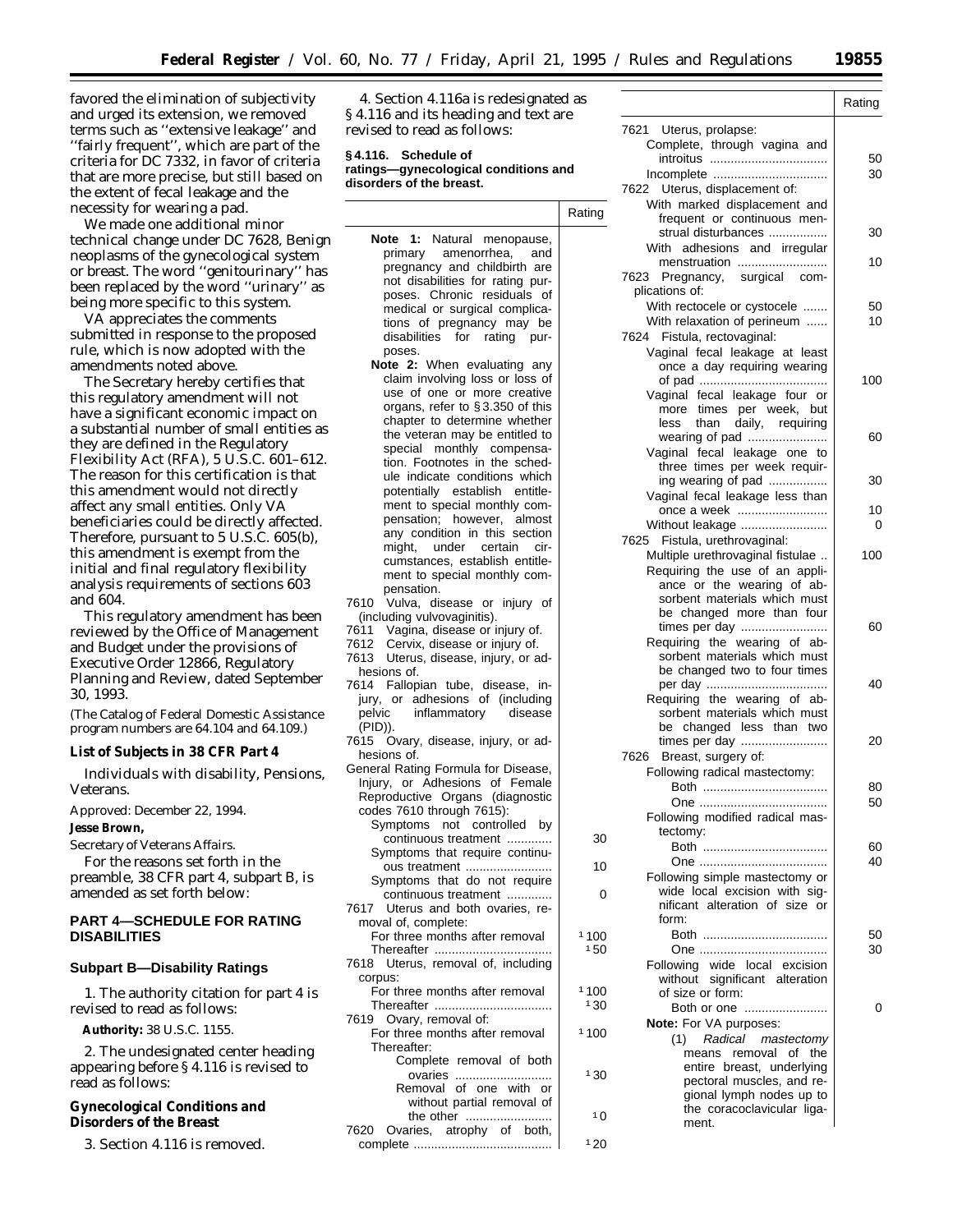favored the elimination of subjectivity and urged its extension, we removed terms such as ''extensive leakage'' and ''fairly frequent'', which are part of the criteria for DC 7332, in favor of criteria that are more precise, but still based on the extent of fecal leakage and the necessity for wearing a pad.

We made one additional minor technical change under DC 7628, Benign neoplasms of the gynecological system or breast. The word ''genitourinary'' has been replaced by the word ''urinary'' as being more specific to this system.

VA appreciates the comments submitted in response to the proposed rule, which is now adopted with the amendments noted above.

The Secretary hereby certifies that this regulatory amendment will not have a significant economic impact on a substantial number of small entities as they are defined in the Regulatory Flexibility Act (RFA), 5 U.S.C. 601–612. The reason for this certification is that this amendment would not directly affect any small entities. Only VA beneficiaries could be directly affected. Therefore, pursuant to 5 U.S.C. 605(b), this amendment is exempt from the initial and final regulatory flexibility analysis requirements of sections 603 and 604.

This regulatory amendment has been reviewed by the Office of Management and Budget under the provisions of Executive Order 12866, Regulatory Planning and Review, dated September 30, 1993.

(The Catalog of Federal Domestic Assistance program numbers are 64.104 and 64.109.)

## List of Subjects in 38 CFR Part 4

Individuals with disability, Pensions, Veterans.

Approved: December 22, 1994.

**Jesse Brown,**

*Secretary of Veterans Affairs.*

For the reasons set forth in the preamble, 38 CFR part 4, subpart B, is amended as set forth below:

## PART 4—SCHEDULE FOR RATING DISABILITIES

### Subpart B—Disability Ratings

1. The authority citation for part 4 is revised to read as follows:

**Authority:** 38 U.S.C. 1155.

2. The undesignated center heading appearing before § 4.116 is revised to read as follows:

### Gynecological Conditions and Disorders of the Breast

3. Section 4.116 is removed.

4. Section 4.116a is redesignated as § 4.116 and its heading and text are revised to read as follows:

**§ 4.116. Schedule of ratings—gynecological conditions and disorders of the breast.**

| | Rating |
|---|---|
| **Note 1:** Natural menopause, primary amenorrhea, and pregnancy and childbirth are not disabilities for rating purposes. Chronic residuals of medical or surgical complications of pregnancy may be disabilities for rating purposes. | |
| **Note 2:** When evaluating any claim involving loss or loss of use of one or more creative organs, refer to § 3.350 of this chapter to determine whether the veteran may be entitled to special monthly compensation. Footnotes in the schedule indicate conditions which potentially establish entitlement to special monthly compensation; however, almost any condition in this section might, under certain circumstances, establish entitlement to special monthly compensation. | |
| 7610 Vulva, disease or injury of (including vulvovaginitis). | |
| 7611 Vagina, disease or injury of. | |
| 7612 Cervix, disease or injury of. | |
| 7613 Uterus, disease, injury, or adhesions of. | |
| 7614 Fallopian tube, disease, injury, or adhesions of (including pelvic inflammatory disease (PID)). | |
| 7615 Ovary, disease, injury, or adhesions of. | |
| General Rating Formula for Disease, Injury, or Adhesions of Female Reproductive Organs (diagnostic codes 7610 through 7615): | |
| Symptoms not controlled by continuous treatment | 30 |
| Symptoms that require continuous treatment | 10 |
| Symptoms that do not require continuous treatment | 0 |
| 7617 Uterus and both ovaries, removal of, complete: | |
| For three months after removal | [1] 100 |
| Thereafter | [1] 50 |
| 7618 Uterus, removal of, including corpus: | |
| For three months after removal | [1] 100 |
| Thereafter | [1] 30 |
| 7619 Ovary, removal of: | |
| For three months after removal | [1] 100 |
| Thereafter: | |
| Complete removal of both ovaries | [1] 30 |
| Removal of one with or without partial removal of the other | [1] 0 |
| 7620 Ovaries, atrophy of both, complete | [1] 20 |
| 7621 Uterus, prolapse: | |
| Complete, through vagina and introitus | 50 |
| Incomplete | 30 |
| 7622 Uterus, displacement of: | |
| With marked displacement and frequent or continuous menstrual disturbances | 30 |
| With adhesions and irregular menstruation | 10 |
| 7623 Pregnancy, surgical complications of: | |
| With rectocele or cystocele | 50 |
| With relaxation of perineum | 10 |
| 7624 Fistula, rectovaginal: | |
| Vaginal fecal leakage at least once a day requiring wearing of pad | 100 |
| Vaginal fecal leakage four or more times per week, but less than daily, requiring wearing of pad | 60 |
| Vaginal fecal leakage one to three times per week requiring wearing of pad | 30 |
| Vaginal fecal leakage less than once a week | 10 |
| Without leakage | 0 |
| 7625 Fistula, urethrovaginal: | |
| Multiple urethrovaginal fistulae | 100 |
| Requiring the use of an appliance or the wearing of absorbent materials which must be changed more than four times per day | 60 |
| Requiring the wearing of absorbent materials which must be changed two to four times per day | 40 |
| Requiring the wearing of absorbent materials which must be changed less than two times per day | 20 |
| 7626 Breast, surgery of: | |
| Following radical mastectomy: | |
| Both | 80 |
| One | 50 |
| Following modified radical mastectomy: | |
| Both | 60 |
| One | 40 |
| Following simple mastectomy or wide local excision with significant alteration of size or form: | |
| Both | 50 |
| One | 30 |
| Following wide local excision without significant alteration of size or form: | |
| Both or one | 0 |
| **Note:** For VA purposes: | |
| (1) *Radical mastectomy* means removal of the entire breast, underlying pectoral muscles, and regional lymph nodes up to the coracoclavicular ligament. | |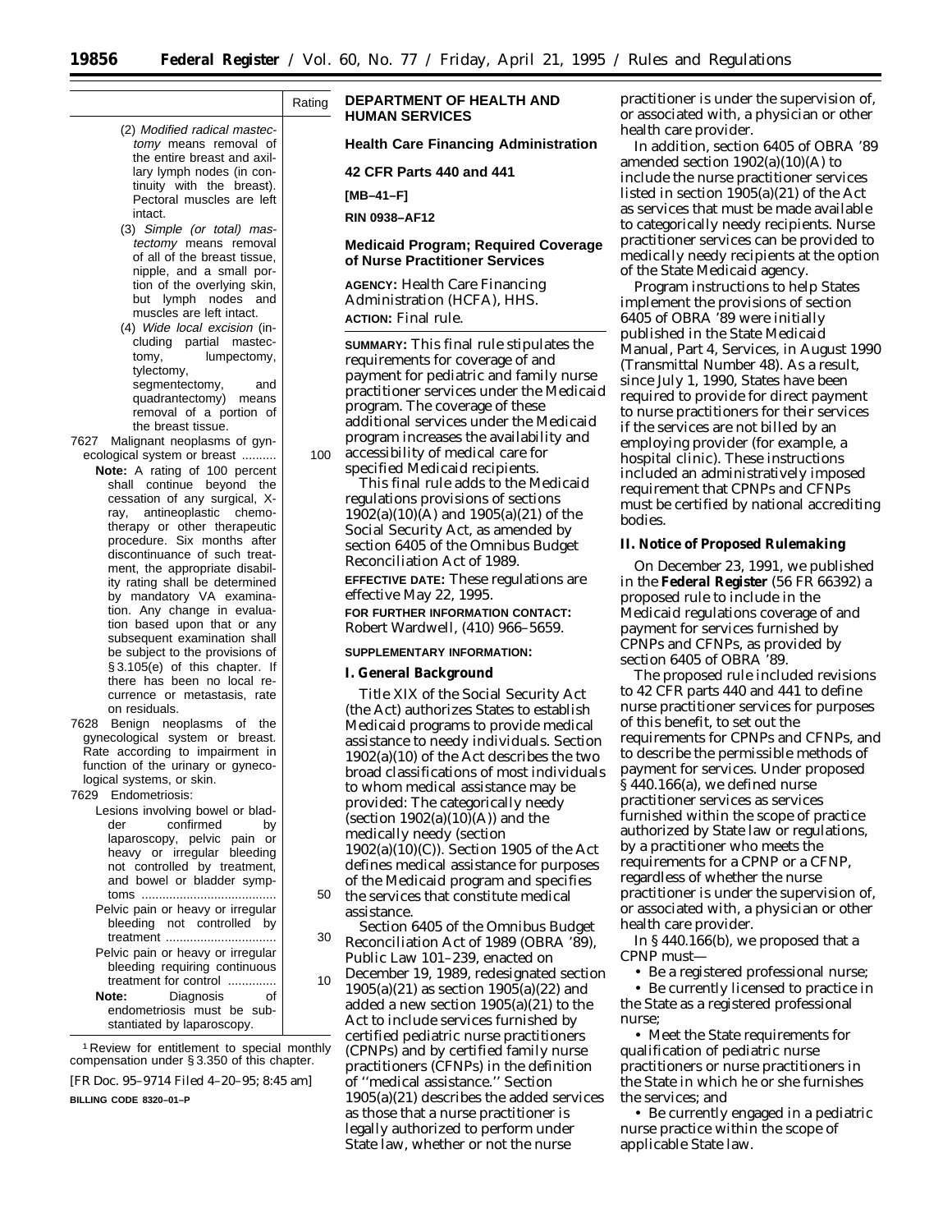| | Rating |
|---|---|
| (2) *Modified radical mastectomy* means removal of the entire breast and axillary lymph nodes (in continuity with the breast). Pectoral muscles are left intact. | |
| (3) *Simple (or total) mastectomy* means removal of all of the breast tissue, nipple, and a small portion of the overlying skin, but lymph nodes and muscles are left intact. | |
| (4) *Wide local excision* (including partial mastectomy, lumpectomy, tylectomy, segmentectomy, and quadrantectomy) means removal of a portion of the breast tissue. | |
| 7627 Malignant neoplasms of gynecological system or breast | 100 |
| **Note:** A rating of 100 percent shall continue beyond the cessation of any surgical, X-ray, antineoplastic chemotherapy or other therapeutic procedure. Six months after discontinuance of such treatment, the appropriate disability rating shall be determined by mandatory VA examination. Any change in evaluation based upon that or any subsequent examination shall be subject to the provisions of § 3.105(e) of this chapter. If there has been no local recurrence or metastasis, rate on residuals. | |
| 7628 Benign neoplasms of the gynecological system or breast. Rate according to impairment in function of the urinary or gynecological systems, or skin. | |
| 7629 Endometriosis: | |
| Lesions involving bowel or bladder confirmed by laparoscopy, pelvic pain or heavy or irregular bleeding not controlled by treatment, and bowel or bladder symptoms | 50 |
| Pelvic pain or heavy or irregular bleeding not controlled by treatment | 30 |
| Pelvic pain or heavy or irregular bleeding requiring continuous treatment for control | 10 |
| **Note:** Diagnosis of endometriosis must be substantiated by laparoscopy. | |

[1] Review for entitlement to special monthly compensation under § 3.350 of this chapter.

[FR Doc. 95–9714 Filed 4–20–95; 8:45 am]

**BILLING CODE 8320–01–P**

## DEPARTMENT OF HEALTH AND HUMAN SERVICES

### Health Care Financing Administration

### 42 CFR Parts 440 and 441

**[MB–41–F]**

**RIN 0938–AF12**

### Medicaid Program; Required Coverage of Nurse Practitioner Services

**AGENCY:** Health Care Financing Administration (HCFA), HHS.

**ACTION:** Final rule.

**SUMMARY:** This final rule stipulates the requirements for coverage of and payment for pediatric and family nurse practitioner services under the Medicaid program. The coverage of these additional services under the Medicaid program increases the availability and accessibility of medical care for specified Medicaid recipients.

This final rule adds to the Medicaid regulations provisions of sections 1902(a)(10)(A) and 1905(a)(21) of the Social Security Act, as amended by section 6405 of the Omnibus Budget Reconciliation Act of 1989.

**EFFECTIVE DATE:** These regulations are effective May 22, 1995.

**FOR FURTHER INFORMATION CONTACT:** Robert Wardwell, (410) 966–5659.

**SUPPLEMENTARY INFORMATION:**

#### I. General Background

Title XIX of the Social Security Act (the Act) authorizes States to establish Medicaid programs to provide medical assistance to needy individuals. Section 1902(a)(10) of the Act describes the two broad classifications of most individuals to whom medical assistance may be provided: The categorically needy (section 1902(a)(10)(A)) and the medically needy (section 1902(a)(10)(C)). Section 1905 of the Act defines medical assistance for purposes of the Medicaid program and specifies the services that constitute medical assistance.

Section 6405 of the Omnibus Budget Reconciliation Act of 1989 (OBRA '89), Public Law 101–239, enacted on December 19, 1989, redesignated section 1905(a)(21) as section 1905(a)(22) and added a new section 1905(a)(21) to the Act to include services furnished by certified pediatric nurse practitioners (CPNPs) and by certified family nurse practitioners (CFNPs) in the definition of "medical assistance." Section 1905(a)(21) describes the added services as those that a nurse practitioner is legally authorized to perform under State law, whether or not the nurse practitioner is under the supervision of, or associated with, a physician or other health care provider.

In addition, section 6405 of OBRA '89 amended section 1902(a)(10)(A) to include the nurse practitioner services listed in section 1905(a)(21) of the Act as services that must be made available to categorically needy recipients. Nurse practitioner services can be provided to medically needy recipients at the option of the State Medicaid agency.

Program instructions to help States implement the provisions of section 6405 of OBRA '89 were initially published in the State Medicaid Manual, Part 4, Services, in August 1990 (Transmittal Number 48). As a result, since July 1, 1990, States have been required to provide for direct payment to nurse practitioners for their services if the services are not billed by an employing provider (for example, a hospital clinic). These instructions included an administratively imposed requirement that CPNPs and CFNPs must be certified by national accrediting bodies.

#### II. Notice of Proposed Rulemaking

On December 23, 1991, we published in the **Federal Register** (56 FR 66392) a proposed rule to include in the Medicaid regulations coverage of and payment for services furnished by CPNPs and CFNPs, as provided by section 6405 of OBRA '89.

The proposed rule included revisions to 42 CFR parts 440 and 441 to define nurse practitioner services for purposes of this benefit, to set out the requirements for CPNPs and CFNPs, and to describe the permissible methods of payment for services. Under proposed § 440.166(a), we defined nurse practitioner services as services furnished within the scope of practice authorized by State law or regulations, by a practitioner who meets the requirements for a CPNP or a CFNP, regardless of whether the nurse practitioner is under the supervision of, or associated with, a physician or other health care provider.

In § 440.166(b), we proposed that a CPNP must—

- Be a registered professional nurse;
- Be currently licensed to practice in the State as a registered professional nurse;
- Meet the State requirements for qualification of pediatric nurse practitioners or nurse practitioners in the State in which he or she furnishes the services; and
- Be currently engaged in a pediatric nurse practice within the scope of applicable State law.